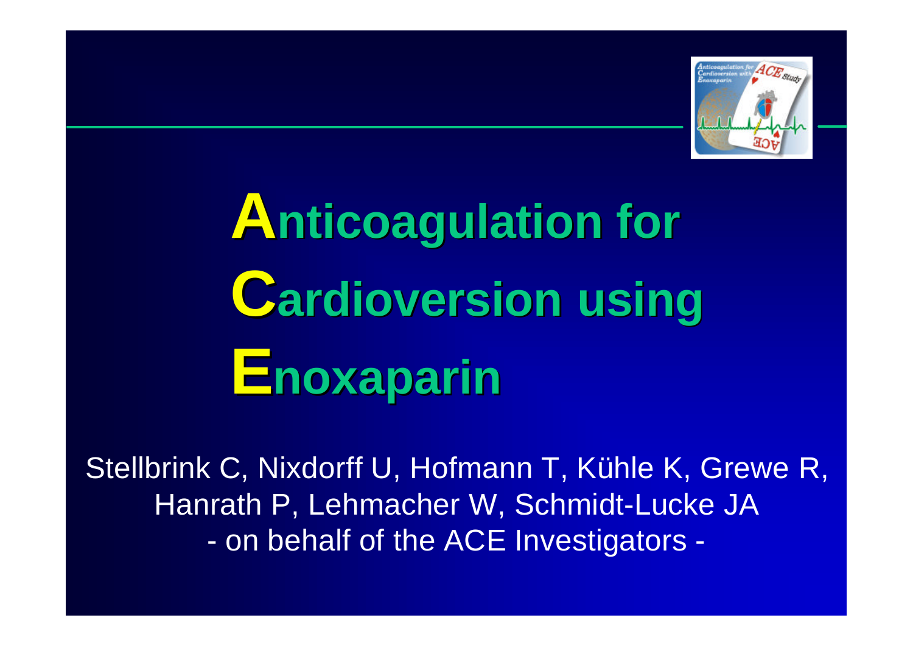# Anticoagulation for Cardioversion using Enoxaparin

Stellbrink C, Nixdorff U, Hofmann T, Kühle K, Grewe R, Hanrath P, Lehmacher W, Schmidt-Lucke JA

- on behalf of the ACE Investigators -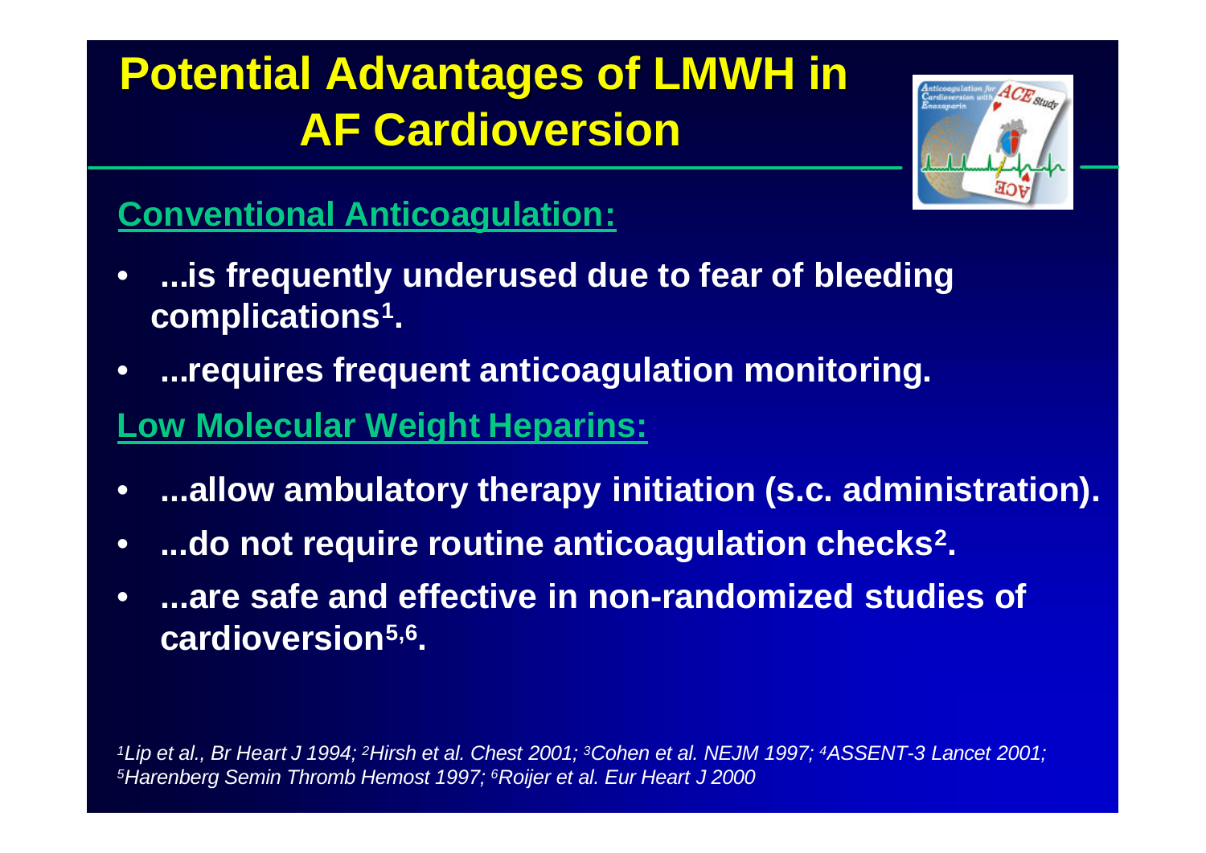# Potential Advantages of LMWH in AF Cardioversion

**Conventional Anticoagulation:**

- **...is frequently underused due to fear of bleeding complications[1].**
- **...requires frequent anticoagulation monitoring.**

**Low Molecular Weight Heparins:**

- **...allow ambulatory therapy initiation (s.c. administration).**
- **...do not require routine anticoagulation checks[2].**
- **...are safe and effective in non-randomized studies of cardioversion[5,6].**

*[1]Lip et al., Br Heart J 1994; [2]Hirsh et al. Chest 2001; [3]Cohen et al. NEJM 1997; [4]ASSENT-3 Lancet 2001; [5]Harenberg Semin Thromb Hemost 1997; [6]Roijer et al. Eur Heart J 2000*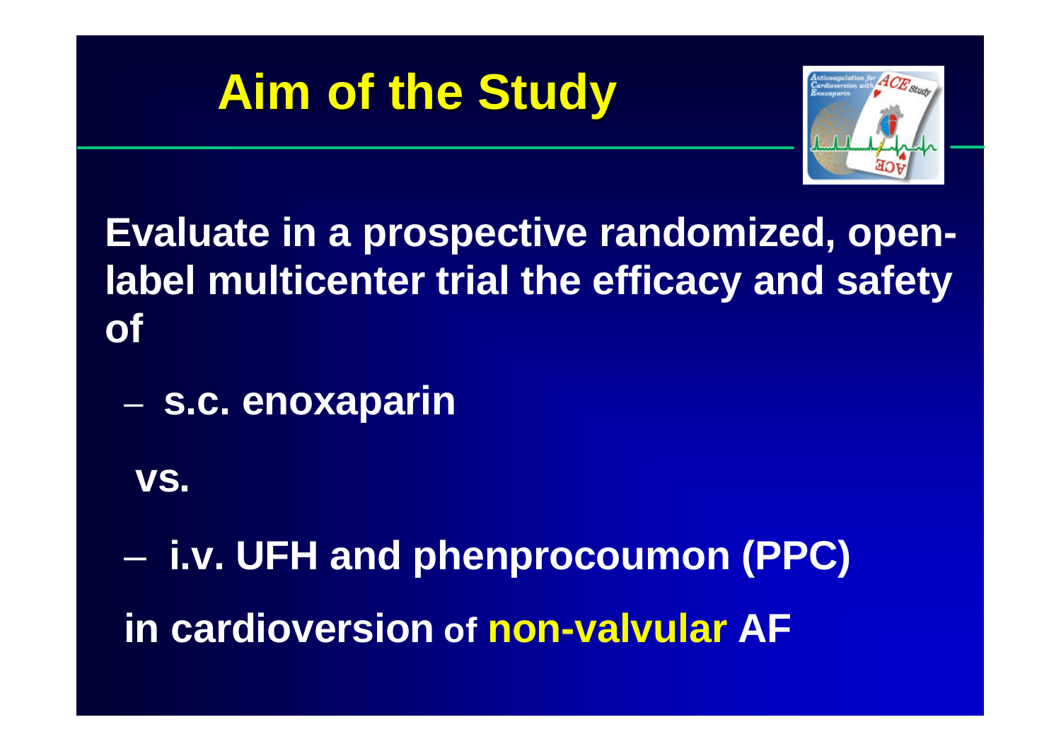# Aim of the Study

**Evaluate in a prospective randomized, open-label multicenter trial the efficacy and safety of**

- **s.c. enoxaparin**

**vs.**

- **i.v. UFH and phenprocoumon (PPC)**

**in cardioversion of non-valvular AF**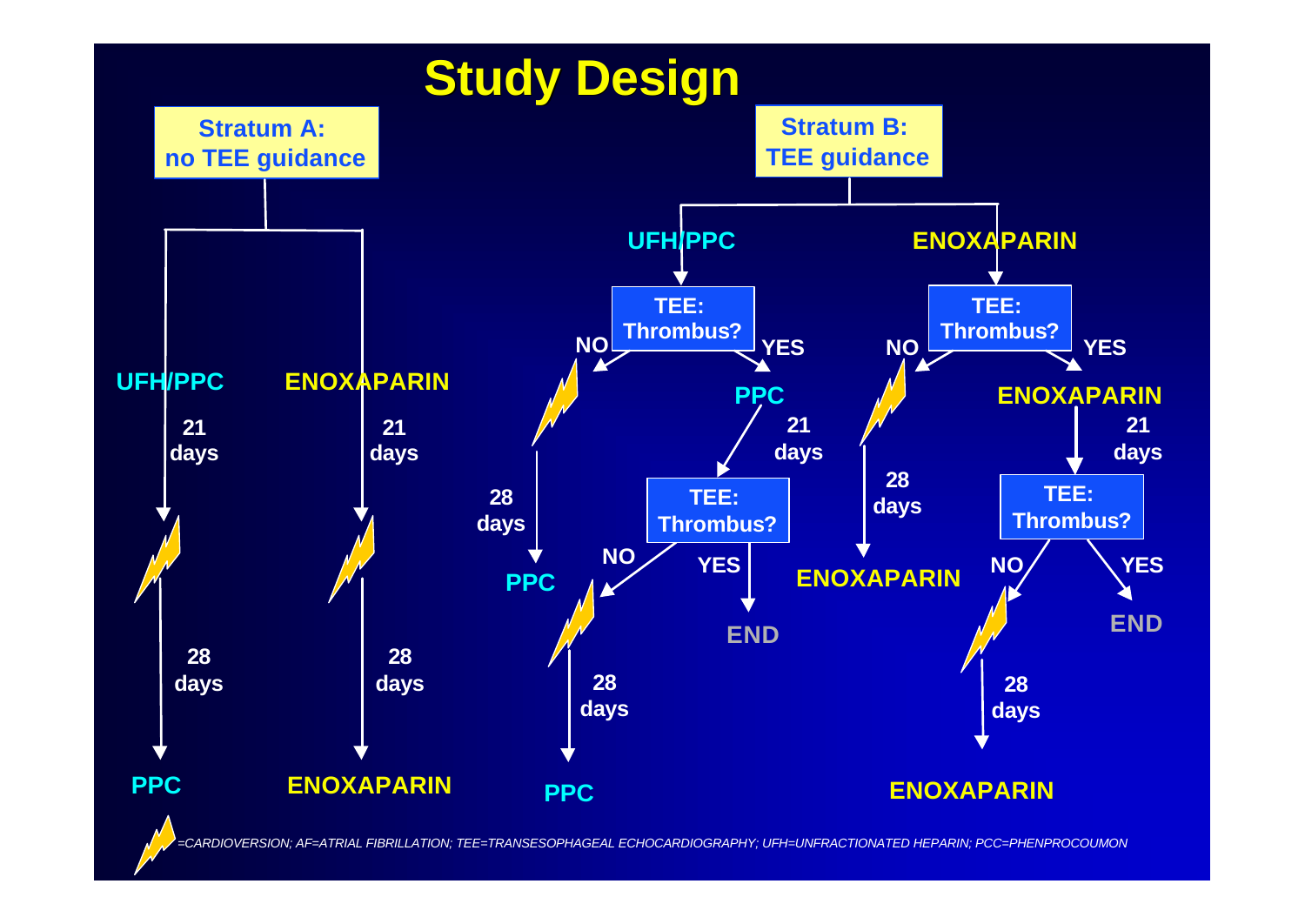# Study Design

**Stratum A: no TEE guidance**

- **UFH/PPC** → 21 days → Cardioversion → 28 days → **PPC**
- **ENOXAPARIN** → 21 days → Cardioversion → 28 days → **ENOXAPARIN**

**Stratum B: TEE guidance**

- **UFH/PPC** → **TEE: Thrombus?**
  - NO → Cardioversion → 28 days → **PPC**
  - YES → **PPC** → 21 days → **TEE: Thrombus?**
    - NO → Cardioversion → 28 days → **PPC**
    - YES → **END**
- **ENOXAPARIN** → **TEE: Thrombus?**
  - NO → Cardioversion → 28 days → **ENOXAPARIN**
  - YES → **ENOXAPARIN** → 21 days → **TEE: Thrombus?**
    - NO → Cardioversion → 28 days → **ENOXAPARIN**
    - YES → **END**

*[Lightning symbol] =CARDIOVERSION; AF=ATRIAL FIBRILLATION; TEE=TRANSESOPHAGEAL ECHOCARDIOGRAPHY; UFH=UNFRACTIONATED HEPARIN; PCC=PHENPROCOUMON*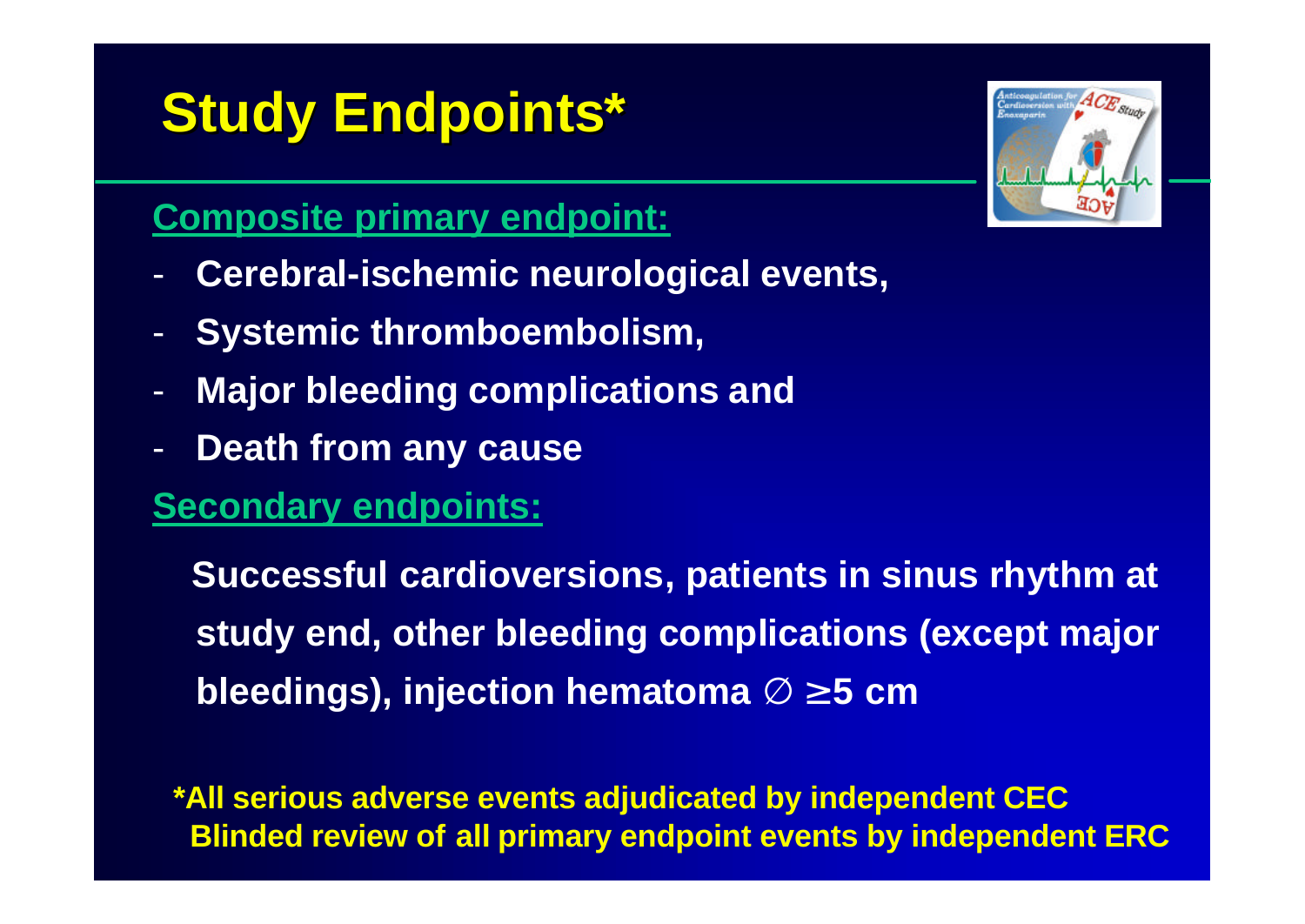# Study Endpoints*

**Composite primary endpoint:**

- **Cerebral-ischemic neurological events,**
- **Systemic thromboembolism,**
- **Major bleeding complications and**
- **Death from any cause**

**Secondary endpoints:**

**Successful cardioversions, patients in sinus rhythm at study end, other bleeding complications (except major bleedings), injection hematoma ∅ ≥5 cm**

**\*All serious adverse events adjudicated by independent CEC**
**Blinded review of all primary endpoint events by independent ERC**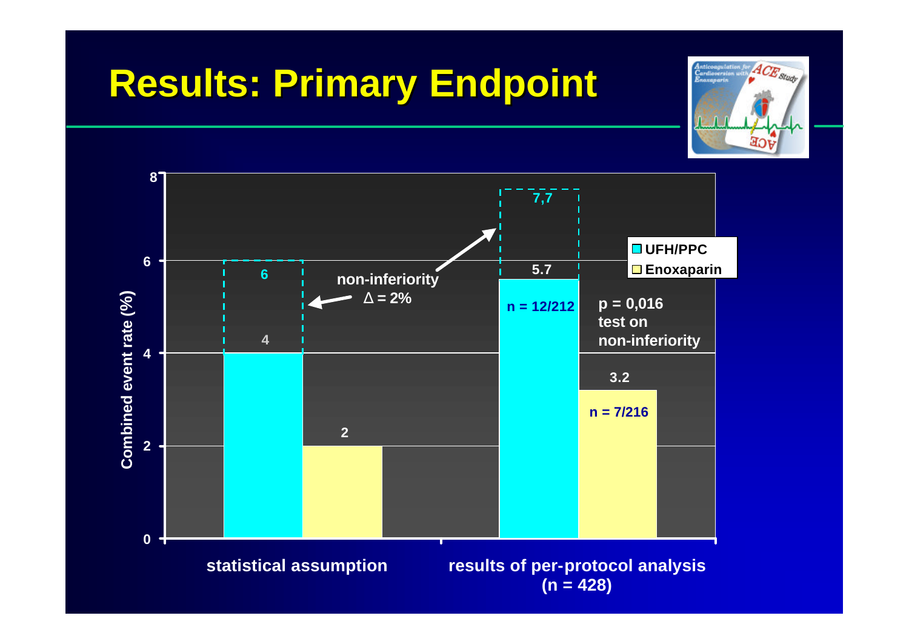# Results: Primary Endpoint

Combined event rate (%)

| | UFH/PPC | Enoxaparin |
|---|---|---|
| statistical assumption | 4 (6) | 2 |
| results of per-protocol analysis (n = 428) | 5.7 (7,7) n = 12/212 | 3.2 n = 7/216 |

non-inferiority $\Delta = 2\%$

p = 0,016 test on non-inferiority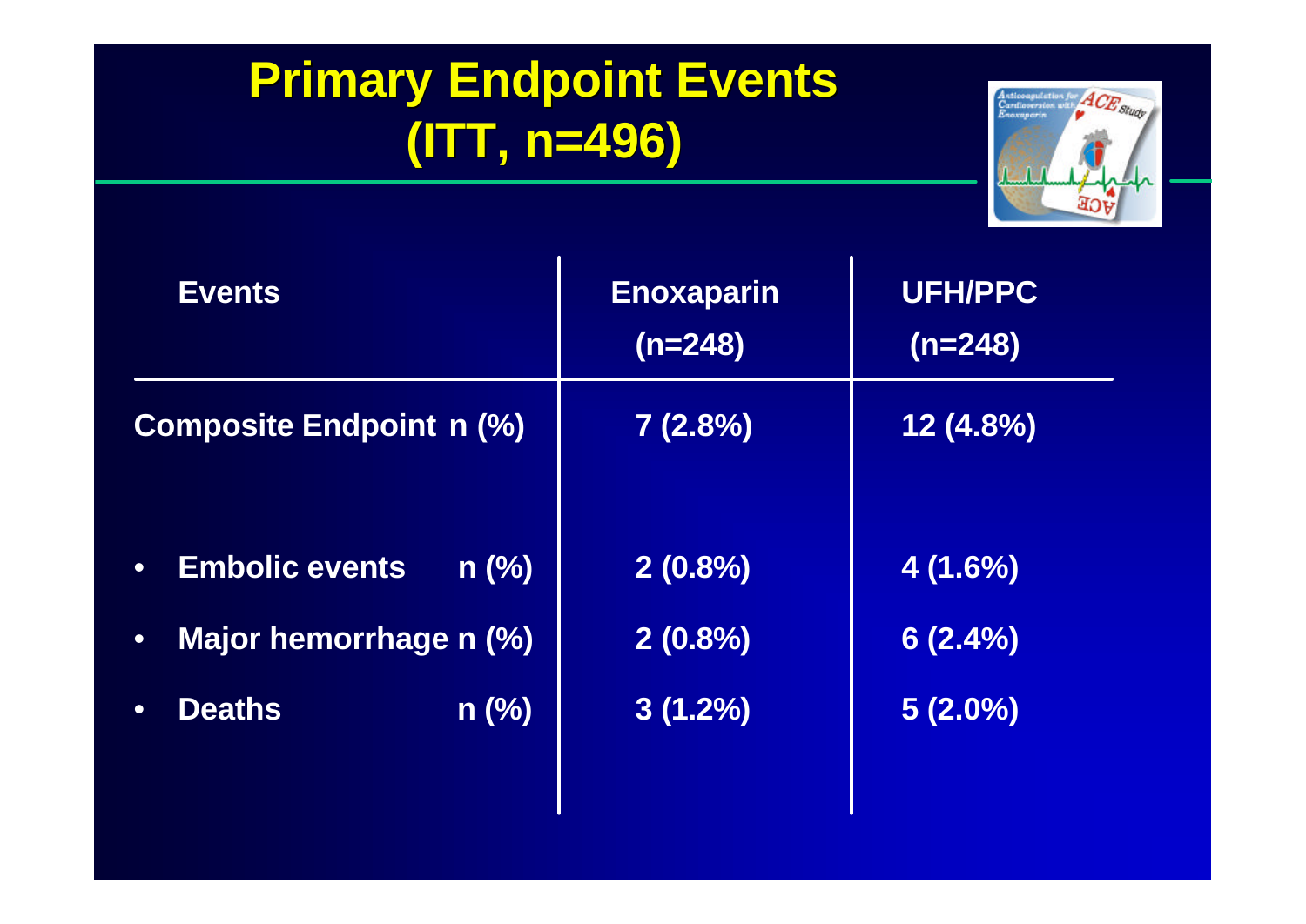# Primary Endpoint Events (ITT, n=496)

| Events | Enoxaparin (n=248) | UFH/PPC (n=248) |
|---|---|---|
| Composite Endpoint n (%) | 7 (2.8%) | 12 (4.8%) |
| • Embolic events n (%) | 2 (0.8%) | 4 (1.6%) |
| • Major hemorrhage n (%) | 2 (0.8%) | 6 (2.4%) |
| • Deaths n (%) | 3 (1.2%) | 5 (2.0%) |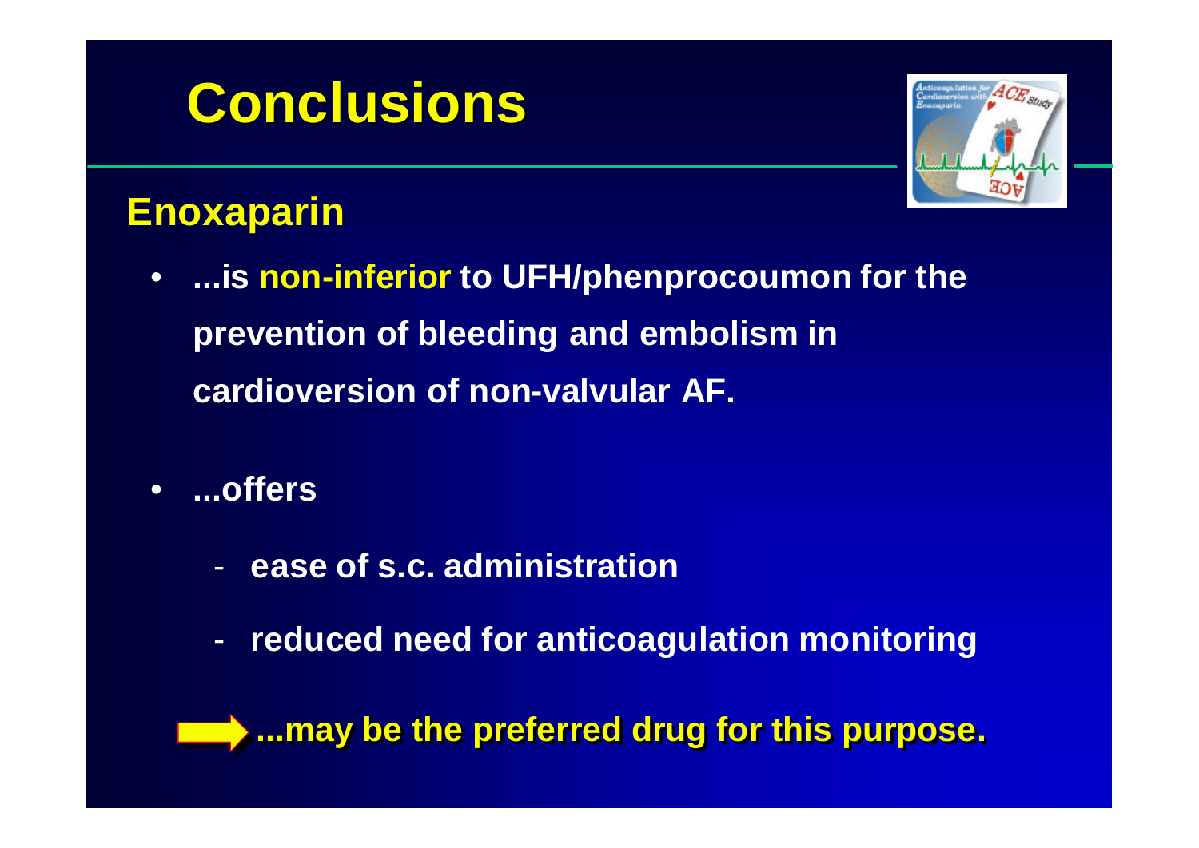# Conclusions

## Enoxaparin

- ...is non-inferior to UFH/phenprocoumon for the prevention of bleeding and embolism in cardioversion of non-valvular AF.

- ...offers
  - ease of s.c. administration
  - reduced need for anticoagulation monitoring

➡ **...may be the preferred drug for this purpose.**